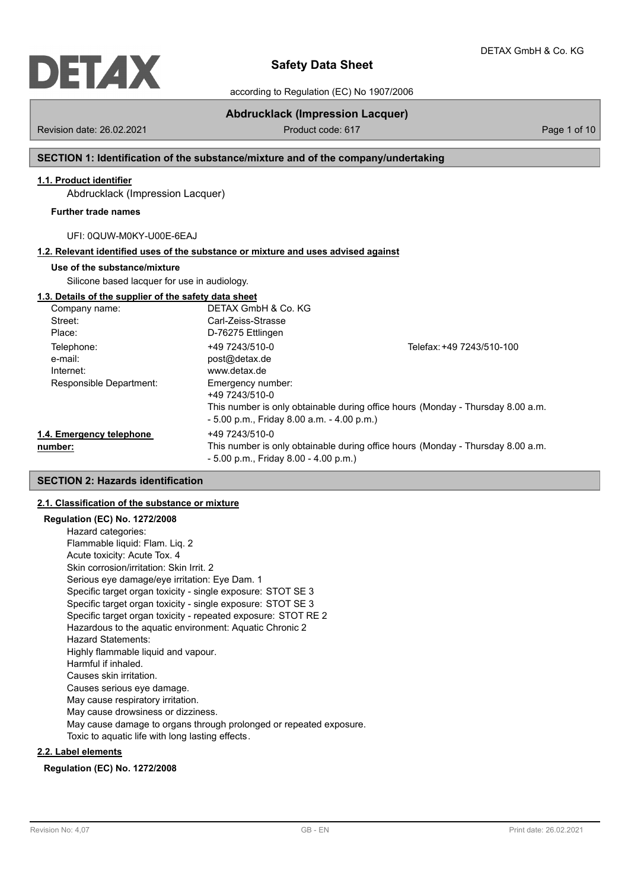# Safety Data Sheet

according to Regulation (EC) No 1907/2006

## Abdrucklack (Impression Lacquer)

Revision date: 26.02.2021 | Product code: 617

## SECTION 1: Identification of the substance/mixture and of the company/undertaking

### 1.1. Product identifier

Abdrucklack (Impression Lacquer)

**Further trade names**

UFI: 0QUW-M0KY-U00E-6EAJ

### 1.2. Relevant identified uses of the substance or mixture and uses advised against

**Use of the substance/mixture**

Silicone based lacquer for use in audiology.

### 1.3. Details of the supplier of the safety data sheet

| | | |
|---|---|---|
| Company name: | DETAX GmbH & Co. KG | |
| Street: | Carl-Zeiss-Strasse | |
| Place: | D-76275 Ettlingen | |
| Telephone: | +49 7243/510-0 | Telefax: +49 7243/510-100 |
| e-mail: | post@detax.de | |
| Internet: | www.detax.de | |
| Responsible Department: | Emergency number:<br>+49 7243/510-0<br>This number is only obtainable during office hours (Monday - Thursday 8.00 a.m. - 5.00 p.m., Friday 8.00 a.m. - 4.00 p.m.) | |

**1.4. Emergency telephone number:** +49 7243/510-0
This number is only obtainable during office hours (Monday - Thursday 8.00 a.m. - 5.00 p.m., Friday 8.00 - 4.00 p.m.)

## SECTION 2: Hazards identification

### 2.1. Classification of the substance or mixture

**Regulation (EC) No. 1272/2008**

Hazard categories:
Flammable liquid: Flam. Liq. 2
Acute toxicity: Acute Tox. 4
Skin corrosion/irritation: Skin Irrit. 2
Serious eye damage/eye irritation: Eye Dam. 1
Specific target organ toxicity - single exposure: STOT SE 3
Specific target organ toxicity - single exposure: STOT SE 3
Specific target organ toxicity - repeated exposure: STOT RE 2
Hazardous to the aquatic environment: Aquatic Chronic 2
Hazard Statements:
Highly flammable liquid and vapour.
Harmful if inhaled.
Causes skin irritation.
Causes serious eye damage.
May cause respiratory irritation.
May cause drowsiness or dizziness.
May cause damage to organs through prolonged or repeated exposure.
Toxic to aquatic life with long lasting effects.

### 2.2. Label elements

**Regulation (EC) No. 1272/2008**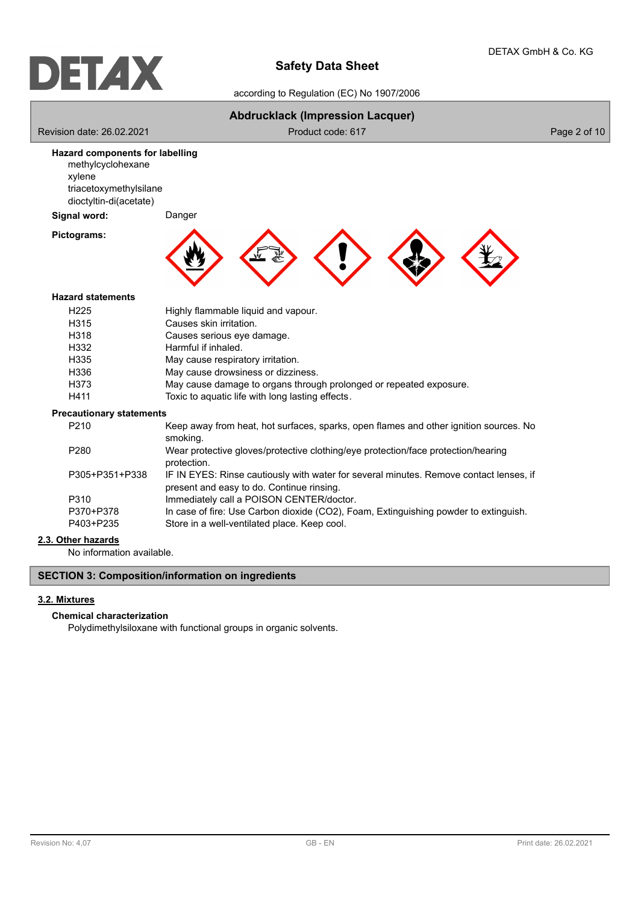**Hazard components for labelling**

methylcyclohexane
xylene
triacetoxymethylsilane
dioctyltin-di(acetate)

**Signal word:** Danger

**Pictograms:**

**Hazard statements**

| | |
|---|---|
| H225 | Highly flammable liquid and vapour. |
| H315 | Causes skin irritation. |
| H318 | Causes serious eye damage. |
| H332 | Harmful if inhaled. |
| H335 | May cause respiratory irritation. |
| H336 | May cause drowsiness or dizziness. |
| H373 | May cause damage to organs through prolonged or repeated exposure. |
| H411 | Toxic to aquatic life with long lasting effects. |

**Precautionary statements**

| | |
|---|---|
| P210 | Keep away from heat, hot surfaces, sparks, open flames and other ignition sources. No smoking. |
| P280 | Wear protective gloves/protective clothing/eye protection/face protection/hearing protection. |
| P305+P351+P338 | IF IN EYES: Rinse cautiously with water for several minutes. Remove contact lenses, if present and easy to do. Continue rinsing. |
| P310 | Immediately call a POISON CENTER/doctor. |
| P370+P378 | In case of fire: Use Carbon dioxide ($CO_2$), Foam, Extinguishing powder to extinguish. |
| P403+P235 | Store in a well-ventilated place. Keep cool. |

### 2.3. Other hazards

No information available.

## SECTION 3: Composition/information on ingredients

### 3.2. Mixtures

**Chemical characterization**

Polydimethylsiloxane with functional groups in organic solvents.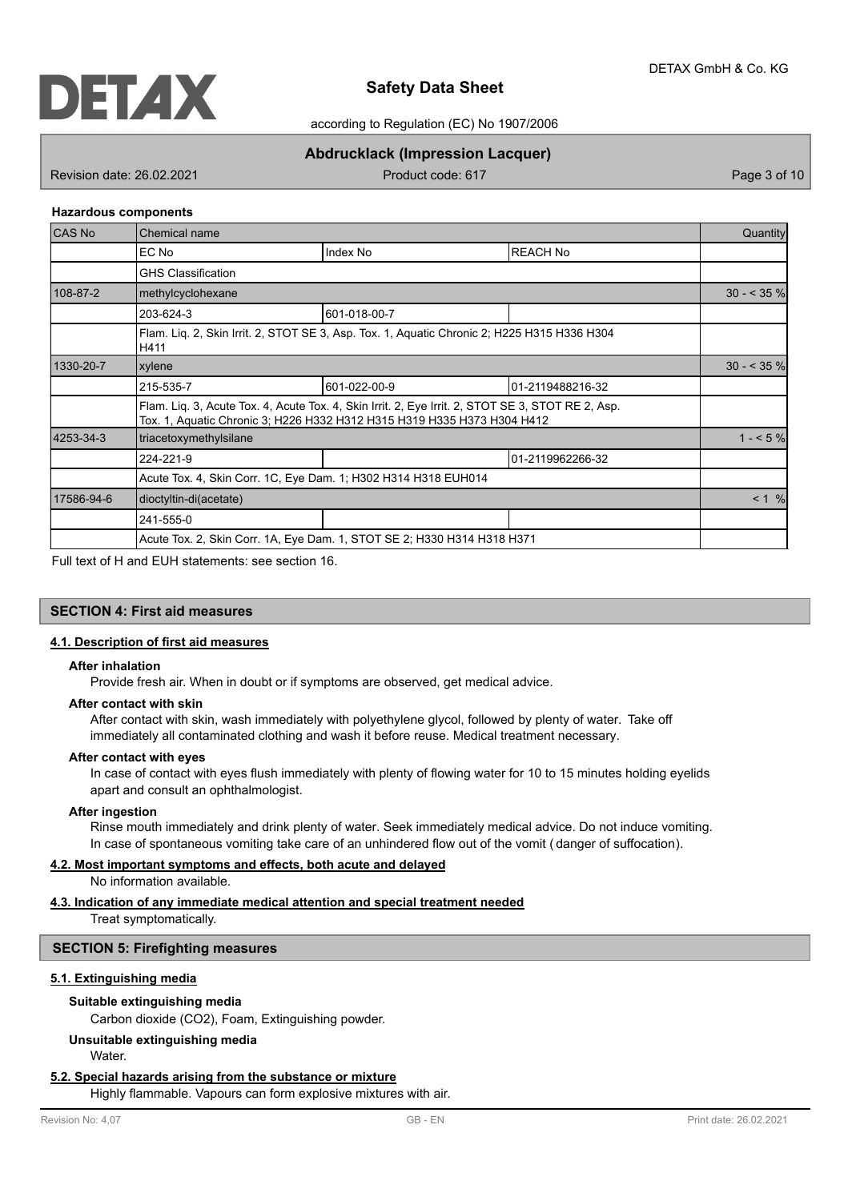### Hazardous components

| CAS No | Chemical name | | | Quantity |
|---|---|---|---|---|
| | EC No | Index No | REACH No | |
| | GHS Classification | | | |
| 108-87-2 | methylcyclohexane | | | 30 - < 35 % |
| | 203-624-3 | 601-018-00-7 | | |
| | Flam. Liq. 2, Skin Irrit. 2, STOT SE 3, Asp. Tox. 1, Aquatic Chronic 2; H225 H315 H336 H304 H411 | | | |
| 1330-20-7 | xylene | | | 30 - < 35 % |
| | 215-535-7 | 601-022-00-9 | 01-2119488216-32 | |
| | Flam. Liq. 3, Acute Tox. 4, Acute Tox. 4, Skin Irrit. 2, Eye Irrit. 2, STOT SE 3, STOT RE 2, Asp. Tox. 1, Aquatic Chronic 3; H226 H332 H312 H315 H319 H335 H373 H304 H412 | | | |
| 4253-34-3 | triacetoxymethylsilane | | | 1 - < 5 % |
| | 224-221-9 | | 01-2119962266-32 | |
| | Acute Tox. 4, Skin Corr. 1C, Eye Dam. 1; H302 H314 H318 EUH014 | | | |
| 17586-94-6 | dioctyltin-di(acetate) | | | < 1 % |
| | 241-555-0 | | | |
| | Acute Tox. 2, Skin Corr. 1A, Eye Dam. 1, STOT SE 2; H330 H314 H318 H371 | | | |

Full text of H and EUH statements: see section 16.

## SECTION 4: First aid measures

### 4.1. Description of first aid measures

**After inhalation**

Provide fresh air. When in doubt or if symptoms are observed, get medical advice.

**After contact with skin**

After contact with skin, wash immediately with polyethylene glycol, followed by plenty of water. Take off immediately all contaminated clothing and wash it before reuse. Medical treatment necessary.

**After contact with eyes**

In case of contact with eyes flush immediately with plenty of flowing water for 10 to 15 minutes holding eyelids apart and consult an ophthalmologist.

**After ingestion**

Rinse mouth immediately and drink plenty of water. Seek immediately medical advice. Do not induce vomiting. In case of spontaneous vomiting take care of an unhindered flow out of the vomit ( danger of suffocation).

### 4.2. Most important symptoms and effects, both acute and delayed

No information available.

### 4.3. Indication of any immediate medical attention and special treatment needed

Treat symptomatically.

## SECTION 5: Firefighting measures

### 5.1. Extinguishing media

**Suitable extinguishing media**

Carbon dioxide (CO2), Foam, Extinguishing powder.

**Unsuitable extinguishing media**

Water.

### 5.2. Special hazards arising from the substance or mixture

Highly flammable. Vapours can form explosive mixtures with air.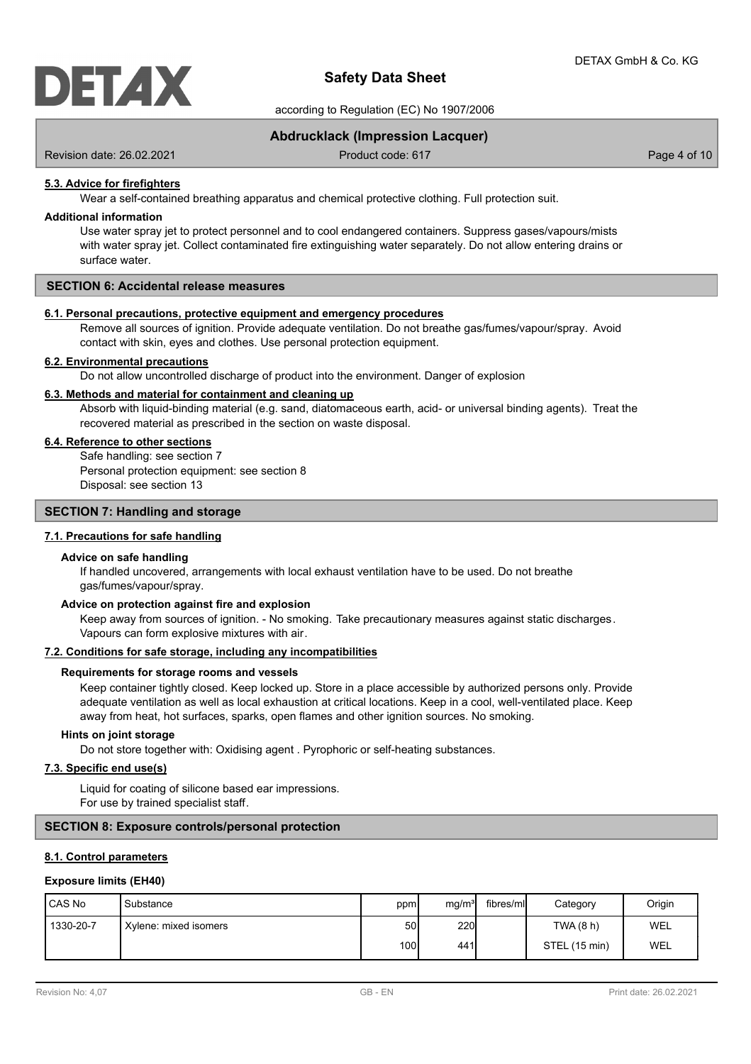#### 5.3. Advice for firefighters

Wear a self-contained breathing apparatus and chemical protective clothing. Full protection suit.

**Additional information**

Use water spray jet to protect personnel and to cool endangered containers. Suppress gases/vapours/mists with water spray jet. Collect contaminated fire extinguishing water separately. Do not allow entering drains or surface water.

## SECTION 6: Accidental release measures

#### 6.1. Personal precautions, protective equipment and emergency procedures

Remove all sources of ignition. Provide adequate ventilation. Do not breathe gas/fumes/vapour/spray. Avoid contact with skin, eyes and clothes. Use personal protection equipment.

#### 6.2. Environmental precautions

Do not allow uncontrolled discharge of product into the environment. Danger of explosion

#### 6.3. Methods and material for containment and cleaning up

Absorb with liquid-binding material (e.g. sand, diatomaceous earth, acid- or universal binding agents). Treat the recovered material as prescribed in the section on waste disposal.

#### 6.4. Reference to other sections

Safe handling: see section 7
Personal protection equipment: see section 8
Disposal: see section 13

## SECTION 7: Handling and storage

#### 7.1. Precautions for safe handling

**Advice on safe handling**

If handled uncovered, arrangements with local exhaust ventilation have to be used. Do not breathe gas/fumes/vapour/spray.

**Advice on protection against fire and explosion**

Keep away from sources of ignition. - No smoking. Take precautionary measures against static discharges. Vapours can form explosive mixtures with air.

#### 7.2. Conditions for safe storage, including any incompatibilities

**Requirements for storage rooms and vessels**

Keep container tightly closed. Keep locked up. Store in a place accessible by authorized persons only. Provide adequate ventilation as well as local exhaustion at critical locations. Keep in a cool, well-ventilated place. Keep away from heat, hot surfaces, sparks, open flames and other ignition sources. No smoking.

**Hints on joint storage**

Do not store together with: Oxidising agent . Pyrophoric or self-heating substances.

#### 7.3. Specific end use(s)

Liquid for coating of silicone based ear impressions.
For use by trained specialist staff.

## SECTION 8: Exposure controls/personal protection

#### 8.1. Control parameters

**Exposure limits (EH40)**

| CAS No | Substance | ppm | mg/m³ | fibres/ml | Category | Origin |
|---|---|---|---|---|---|---|
| 1330-20-7 | Xylene: mixed isomers | 50 | 220 | | TWA (8 h) | WEL |
| | | 100 | 441 | | STEL (15 min) | WEL |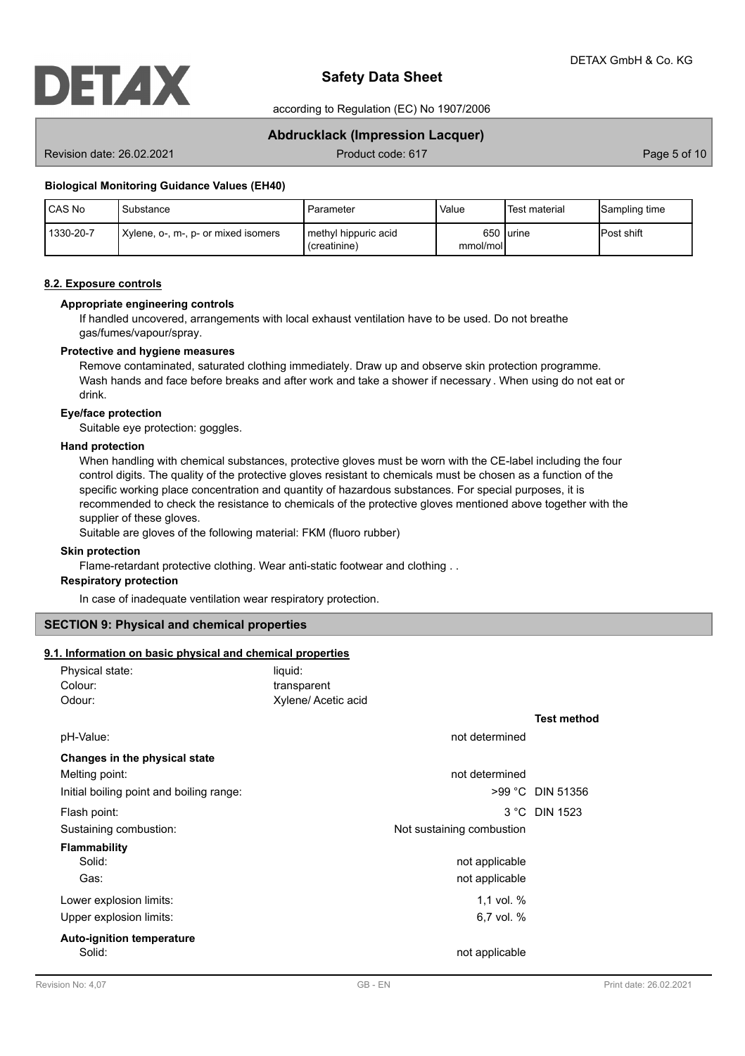#### Biological Monitoring Guidance Values (EH40)

| CAS No | Substance | Parameter | Value | Test material | Sampling time |
|---|---|---|---|---|---|
| 1330-20-7 | Xylene, o-, m-, p- or mixed isomers | methyl hippuric acid (creatinine) | 650 mmol/mol | urine | Post shift |

### 8.2. Exposure controls

#### Appropriate engineering controls

If handled uncovered, arrangements with local exhaust ventilation have to be used. Do not breathe gas/fumes/vapour/spray.

#### Protective and hygiene measures

Remove contaminated, saturated clothing immediately. Draw up and observe skin protection programme. Wash hands and face before breaks and after work and take a shower if necessary . When using do not eat or drink.

#### Eye/face protection

Suitable eye protection: goggles.

#### Hand protection

When handling with chemical substances, protective gloves must be worn with the CE-label including the four control digits. The quality of the protective gloves resistant to chemicals must be chosen as a function of the specific working place concentration and quantity of hazardous substances. For special purposes, it is recommended to check the resistance to chemicals of the protective gloves mentioned above together with the supplier of these gloves.

Suitable are gloves of the following material: FKM (fluoro rubber)

#### Skin protection

Flame-retardant protective clothing. Wear anti-static footwear and clothing . .

#### Respiratory protection

In case of inadequate ventilation wear respiratory protection.

## SECTION 9: Physical and chemical properties

### 9.1. Information on basic physical and chemical properties

| | | | |
|---|---|---|---|
| Physical state: | liquid: | | |
| Colour: | transparent | | |
| Odour: | Xylene/ Acetic acid | | |
| | | | **Test method** |
| pH-Value: | | not determined | |
| **Changes in the physical state** | | | |
| Melting point: | | not determined | |
| Initial boiling point and boiling range: | | >99 °C | DIN 51356 |
| Flash point: | | 3 °C | DIN 1523 |
| Sustaining combustion: | | Not sustaining combustion | |
| **Flammability** | | | |
| Solid: | | not applicable | |
| Gas: | | not applicable | |
| Lower explosion limits: | | 1,1 vol. % | |
| Upper explosion limits: | | 6,7 vol. % | |
| **Auto-ignition temperature** | | | |
| Solid: | | not applicable | |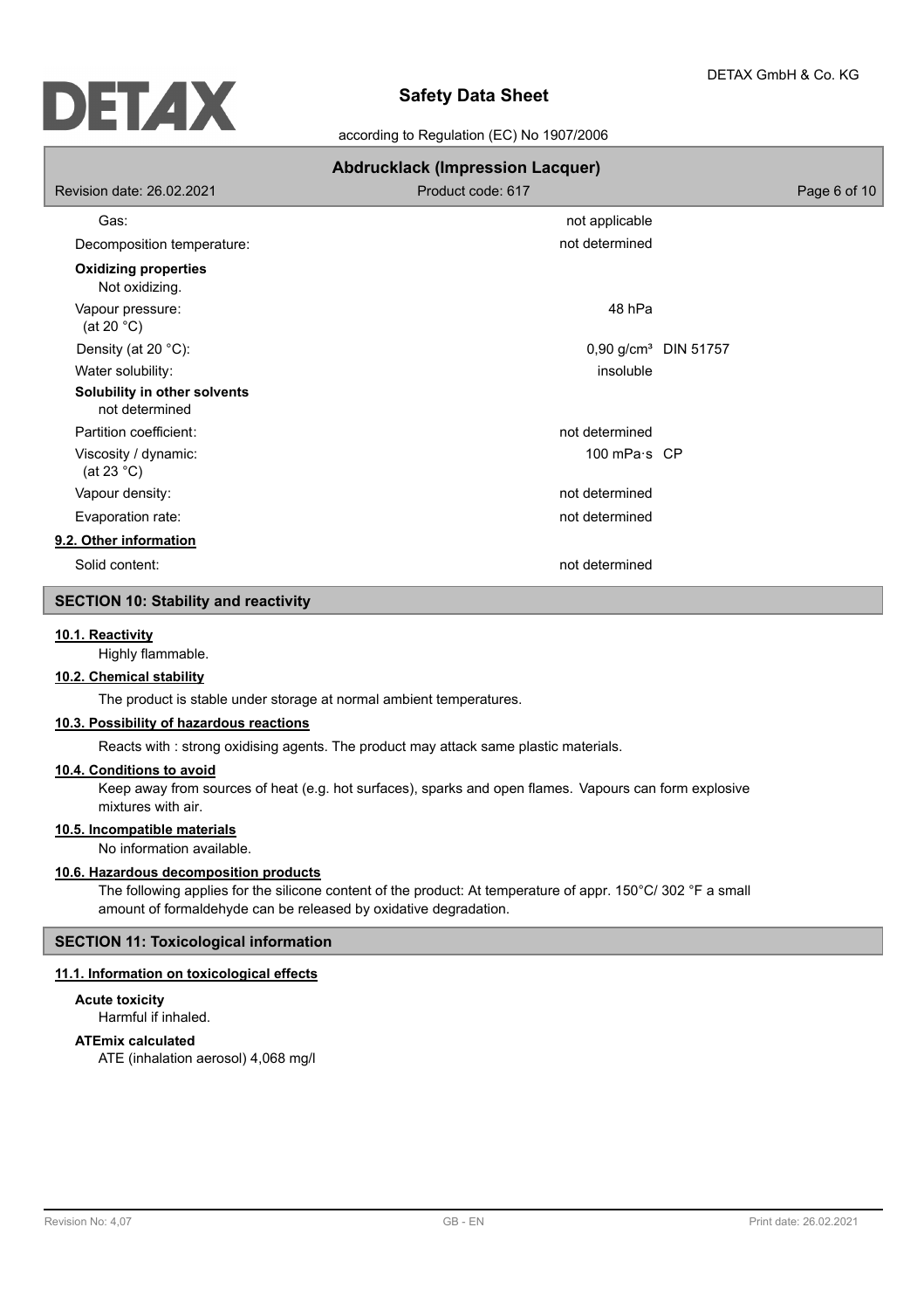| | | |
|---|---|---|
| Gas: | not applicable | |
| Decomposition temperature: | not determined | |

**Oxidizing properties**
Not oxidizing.

| | | |
|---|---|---|
| Vapour pressure: (at 20 °C) | 48 hPa | |
| Density (at 20 °C): | 0,90 g/cm³ | DIN 51757 |
| Water solubility: | insoluble | |

**Solubility in other solvents**
not determined

| | | |
|---|---|---|
| Partition coefficient: | not determined | |
| Viscosity / dynamic: (at 23 °C) | 100 mPa·s | CP |
| Vapour density: | not determined | |
| Evaporation rate: | not determined | |

**9.2. Other information**

| | |
|---|---|
| Solid content: | not determined |

## SECTION 10: Stability and reactivity

**10.1. Reactivity**

Highly flammable.

**10.2. Chemical stability**

The product is stable under storage at normal ambient temperatures.

**10.3. Possibility of hazardous reactions**

Reacts with : strong oxidising agents. The product may attack same plastic materials.

**10.4. Conditions to avoid**

Keep away from sources of heat (e.g. hot surfaces), sparks and open flames. Vapours can form explosive mixtures with air.

**10.5. Incompatible materials**

No information available.

**10.6. Hazardous decomposition products**

The following applies for the silicone content of the product: At temperature of appr. 150°C/ 302 °F a small amount of formaldehyde can be released by oxidative degradation.

## SECTION 11: Toxicological information

**11.1. Information on toxicological effects**

**Acute toxicity**
Harmful if inhaled.

**ATEmix calculated**
ATE (inhalation aerosol) 4,068 mg/l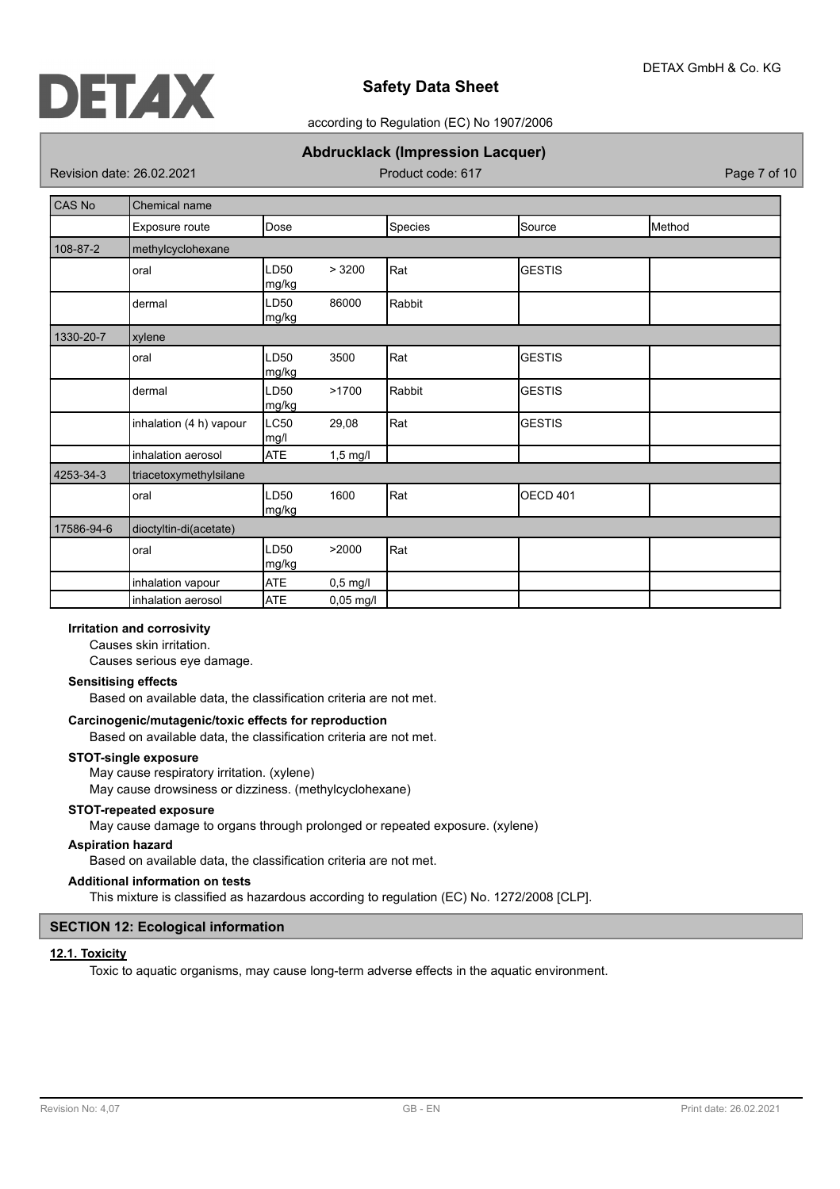| CAS No | Chemical name | | | | |
|---|---|---|---|---|---|
| | Exposure route | Dose | Species | Source | Method |
| 108-87-2 | methylcyclohexane | | | | |
| | oral | LD50 > 3200 mg/kg | Rat | GESTIS | |
| | dermal | LD50 86000 mg/kg | Rabbit | | |
| 1330-20-7 | xylene | | | | |
| | oral | LD50 3500 mg/kg | Rat | GESTIS | |
| | dermal | LD50 >1700 mg/kg | Rabbit | GESTIS | |
| | inhalation (4 h) vapour | LC50 29,08 mg/l | Rat | GESTIS | |
| | inhalation aerosol | ATE 1,5 mg/l | | | |
| 4253-34-3 | triacetoxymethylsilane | | | | |
| | oral | LD50 1600 mg/kg | Rat | OECD 401 | |
| 17586-94-6 | dioctyltin-di(acetate) | | | | |
| | oral | LD50 >2000 mg/kg | Rat | | |
| | inhalation vapour | ATE 0,5 mg/l | | | |
| | inhalation aerosol | ATE 0,05 mg/l | | | |

**Irritation and corrosivity**

Causes skin irritation.

Causes serious eye damage.

**Sensitising effects**

Based on available data, the classification criteria are not met.

**Carcinogenic/mutagenic/toxic effects for reproduction**

Based on available data, the classification criteria are not met.

**STOT-single exposure**

May cause respiratory irritation. (xylene)

May cause drowsiness or dizziness. (methylcyclohexane)

**STOT-repeated exposure**

May cause damage to organs through prolonged or repeated exposure. (xylene)

**Aspiration hazard**

Based on available data, the classification criteria are not met.

**Additional information on tests**

This mixture is classified as hazardous according to regulation (EC) No. 1272/2008 [CLP].

## SECTION 12: Ecological information

### 12.1. Toxicity

Toxic to aquatic organisms, may cause long-term adverse effects in the aquatic environment.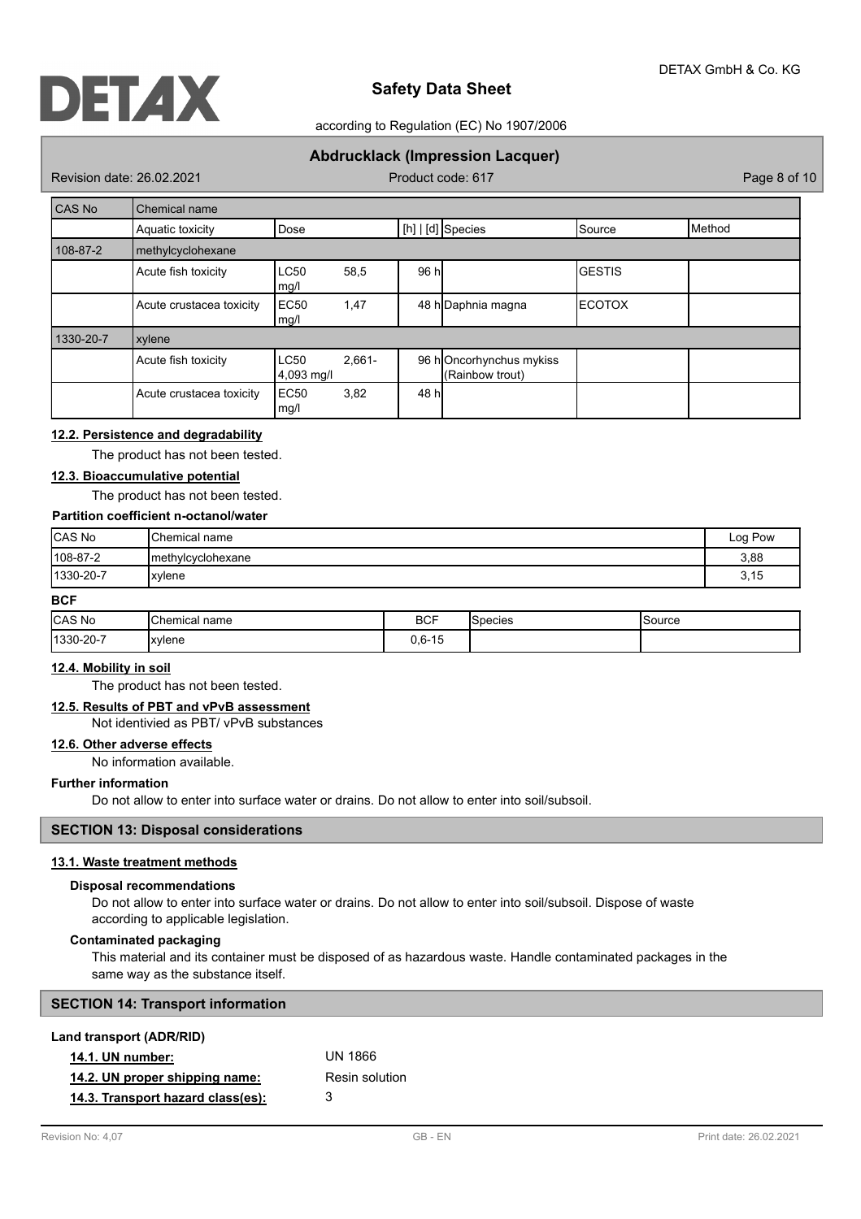| CAS No | Chemical name | | | | |
|---|---|---|---|---|---|
| | Aquatic toxicity | Dose | [h] \| [d] Species | Source | Method |
| 108-87-2 | methylcyclohexane | | | | |
| | Acute fish toxicity | LC50 58,5 mg/l | 96 h | GESTIS | |
| | Acute crustacea toxicity | EC50 1,47 mg/l | 48 h Daphnia magna | ECOTOX | |
| 1330-20-7 | xylene | | | | |
| | Acute fish toxicity | LC50 2,661-4,093 mg/l | 96 h Oncorhynchus mykiss (Rainbow trout) | | |
| | Acute crustacea toxicity | EC50 3,82 mg/l | 48 h | | |

### 12.2. Persistence and degradability

The product has not been tested.

### 12.3. Bioaccumulative potential

The product has not been tested.

**Partition coefficient n-octanol/water**

| CAS No | Chemical name | Log Pow |
|---|---|---|
| 108-87-2 | methylcyclohexane | 3,88 |
| 1330-20-7 | xylene | 3,15 |

**BCF**

| CAS No | Chemical name | BCF | Species | Source |
|---|---|---|---|---|
| 1330-20-7 | xylene | 0,6-15 | | |

### 12.4. Mobility in soil

The product has not been tested.

### 12.5. Results of PBT and vPvB assessment

Not identivied as PBT/ vPvB substances

### 12.6. Other adverse effects

No information available.

**Further information**

Do not allow to enter into surface water or drains. Do not allow to enter into soil/subsoil.

## SECTION 13: Disposal considerations

### 13.1. Waste treatment methods

**Disposal recommendations**

Do not allow to enter into surface water or drains. Do not allow to enter into soil/subsoil. Dispose of waste according to applicable legislation.

**Contaminated packaging**

This material and its container must be disposed of as hazardous waste. Handle contaminated packages in the same way as the substance itself.

## SECTION 14: Transport information

**Land transport (ADR/RID)**

**14.1. UN number:** UN 1866

**14.2. UN proper shipping name:** Resin solution

**14.3. Transport hazard class(es):** 3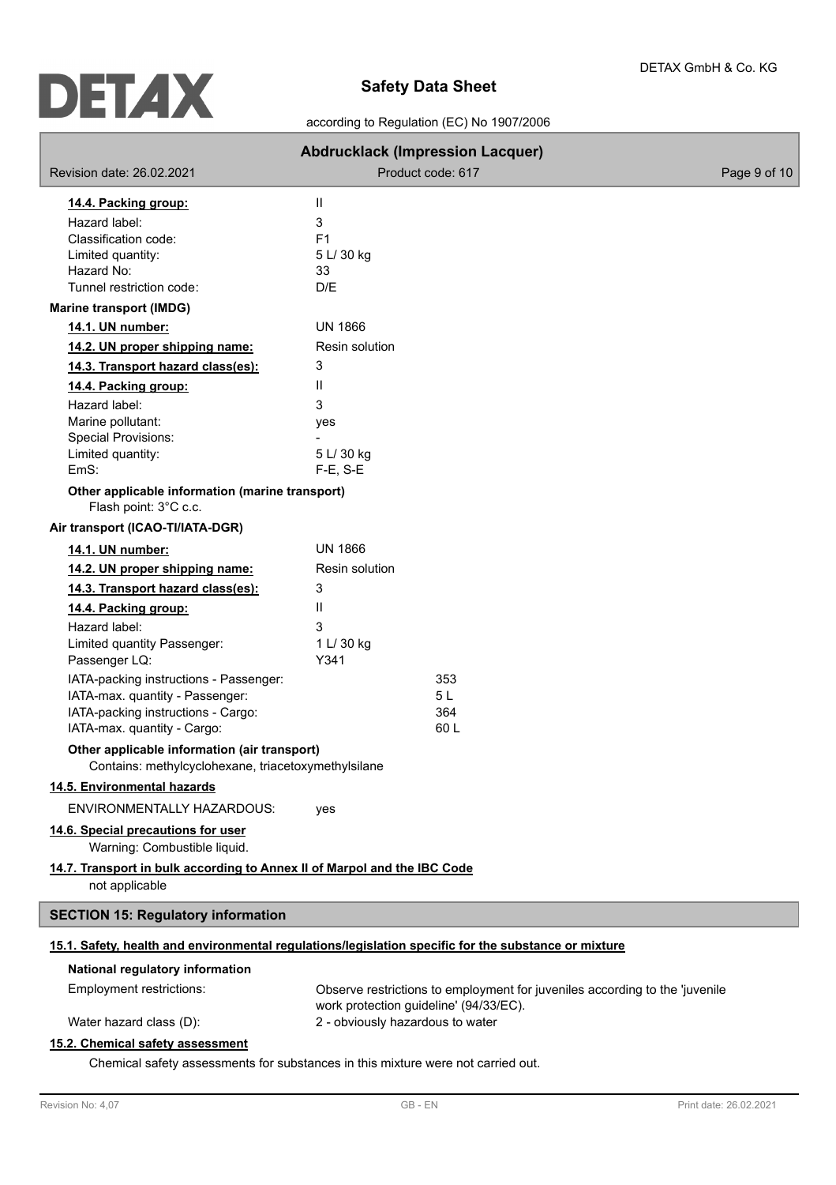**14.4. Packing group:** II

| | |
|---|---|
| Hazard label: | 3 |
| Classification code: | F1 |
| Limited quantity: | 5 L/ 30 kg |
| Hazard No: | 33 |
| Tunnel restriction code: | D/E |

**Marine transport (IMDG)**

**14.1. UN number:** UN 1866

**14.2. UN proper shipping name:** Resin solution

**14.3. Transport hazard class(es):** 3

**14.4. Packing group:** II

| | |
|---|---|
| Hazard label: | 3 |
| Marine pollutant: | yes |
| Special Provisions: | - |
| Limited quantity: | 5 L/ 30 kg |
| EmS: | F-E, S-E |

**Other applicable information (marine transport)**

Flash point: 3°C c.c.

**Air transport (ICAO-TI/IATA-DGR)**

**14.1. UN number:** UN 1866

**14.2. UN proper shipping name:** Resin solution

**14.3. Transport hazard class(es):** 3

**14.4. Packing group:** II

| | |
|---|---|
| Hazard label: | 3 |
| Limited quantity Passenger: | 1 L/ 30 kg |
| Passenger LQ: | Y341 |
| IATA-packing instructions - Passenger: | 353 |
| IATA-max. quantity - Passenger: | 5 L |
| IATA-packing instructions - Cargo: | 364 |
| IATA-max. quantity - Cargo: | 60 L |

**Other applicable information (air transport)**

Contains: methylcyclohexane, triacetoxymethylsilane

**14.5. Environmental hazards**

ENVIRONMENTALLY HAZARDOUS: yes

**14.6. Special precautions for user**

Warning: Combustible liquid.

**14.7. Transport in bulk according to Annex II of Marpol and the IBC Code**

not applicable

## SECTION 15: Regulatory information

**15.1. Safety, health and environmental regulations/legislation specific for the substance or mixture**

**National regulatory information**

| | |
|---|---|
| Employment restrictions: | Observe restrictions to employment for juveniles according to the 'juvenile work protection guideline' (94/33/EC). |
| Water hazard class (D): | 2 - obviously hazardous to water |

**15.2. Chemical safety assessment**

Chemical safety assessments for substances in this mixture were not carried out.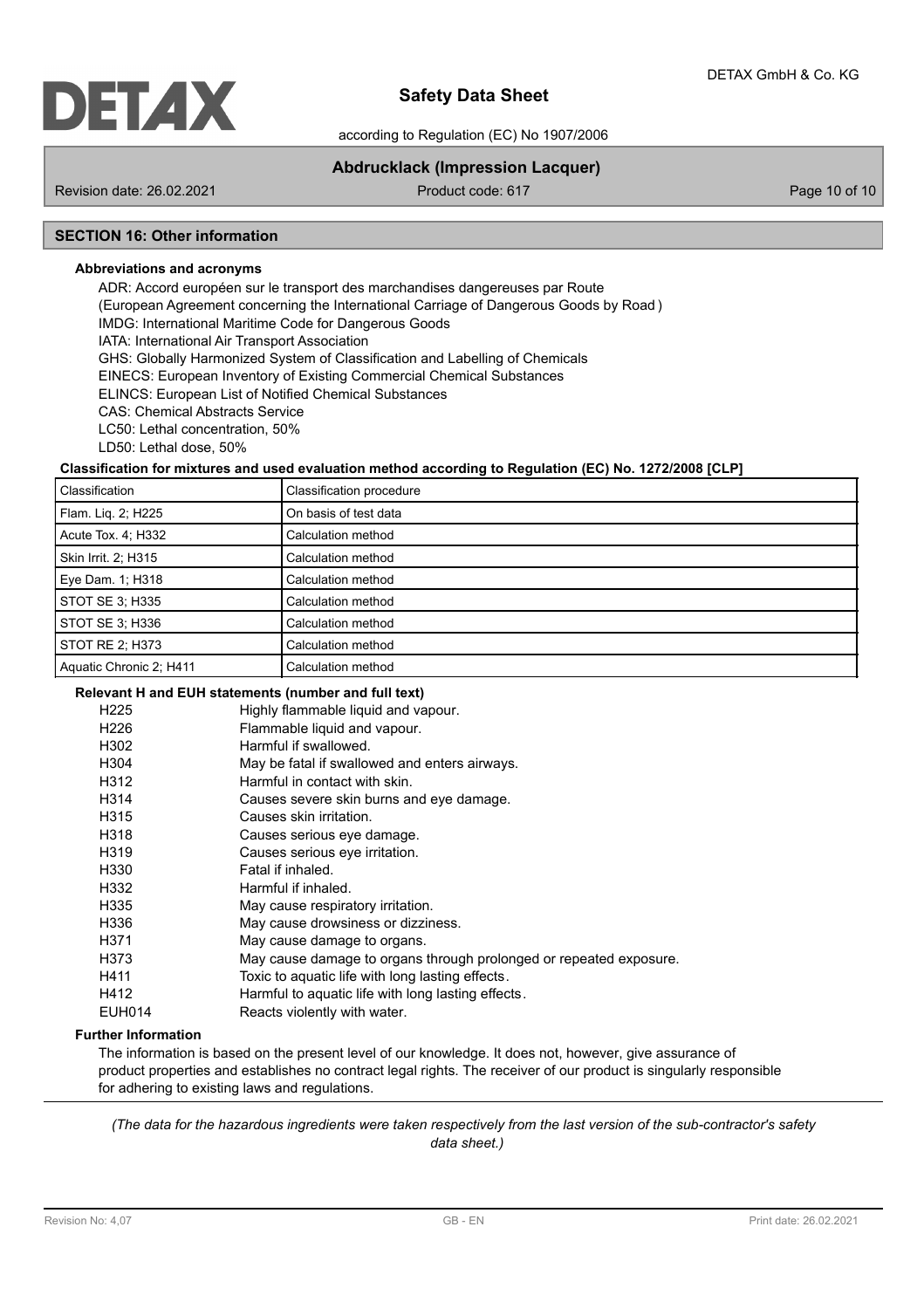## SECTION 16: Other information

**Abbreviations and acronyms**

ADR: Accord européen sur le transport des marchandises dangereuses par Route
(European Agreement concerning the International Carriage of Dangerous Goods by Road )
IMDG: International Maritime Code for Dangerous Goods
IATA: International Air Transport Association
GHS: Globally Harmonized System of Classification and Labelling of Chemicals
EINECS: European Inventory of Existing Commercial Chemical Substances
ELINCS: European List of Notified Chemical Substances
CAS: Chemical Abstracts Service
LC50: Lethal concentration, 50%
LD50: Lethal dose, 50%

**Classification for mixtures and used evaluation method according to Regulation (EC) No. 1272/2008 [CLP]**

| Classification | Classification procedure |
|---|---|
| Flam. Liq. 2; H225 | On basis of test data |
| Acute Tox. 4; H332 | Calculation method |
| Skin Irrit. 2; H315 | Calculation method |
| Eye Dam. 1; H318 | Calculation method |
| STOT SE 3; H335 | Calculation method |
| STOT SE 3; H336 | Calculation method |
| STOT RE 2; H373 | Calculation method |
| Aquatic Chronic 2; H411 | Calculation method |

**Relevant H and EUH statements (number and full text)**

| | |
|---|---|
| H225 | Highly flammable liquid and vapour. |
| H226 | Flammable liquid and vapour. |
| H302 | Harmful if swallowed. |
| H304 | May be fatal if swallowed and enters airways. |
| H312 | Harmful in contact with skin. |
| H314 | Causes severe skin burns and eye damage. |
| H315 | Causes skin irritation. |
| H318 | Causes serious eye damage. |
| H319 | Causes serious eye irritation. |
| H330 | Fatal if inhaled. |
| H332 | Harmful if inhaled. |
| H335 | May cause respiratory irritation. |
| H336 | May cause drowsiness or dizziness. |
| H371 | May cause damage to organs. |
| H373 | May cause damage to organs through prolonged or repeated exposure. |
| H411 | Toxic to aquatic life with long lasting effects. |
| H412 | Harmful to aquatic life with long lasting effects. |
| EUH014 | Reacts violently with water. |

**Further Information**

The information is based on the present level of our knowledge. It does not, however, give assurance of product properties and establishes no contract legal rights. The receiver of our product is singularly responsible for adhering to existing laws and regulations.

*(The data for the hazardous ingredients were taken respectively from the last version of the sub-contractor's safety data sheet.)*